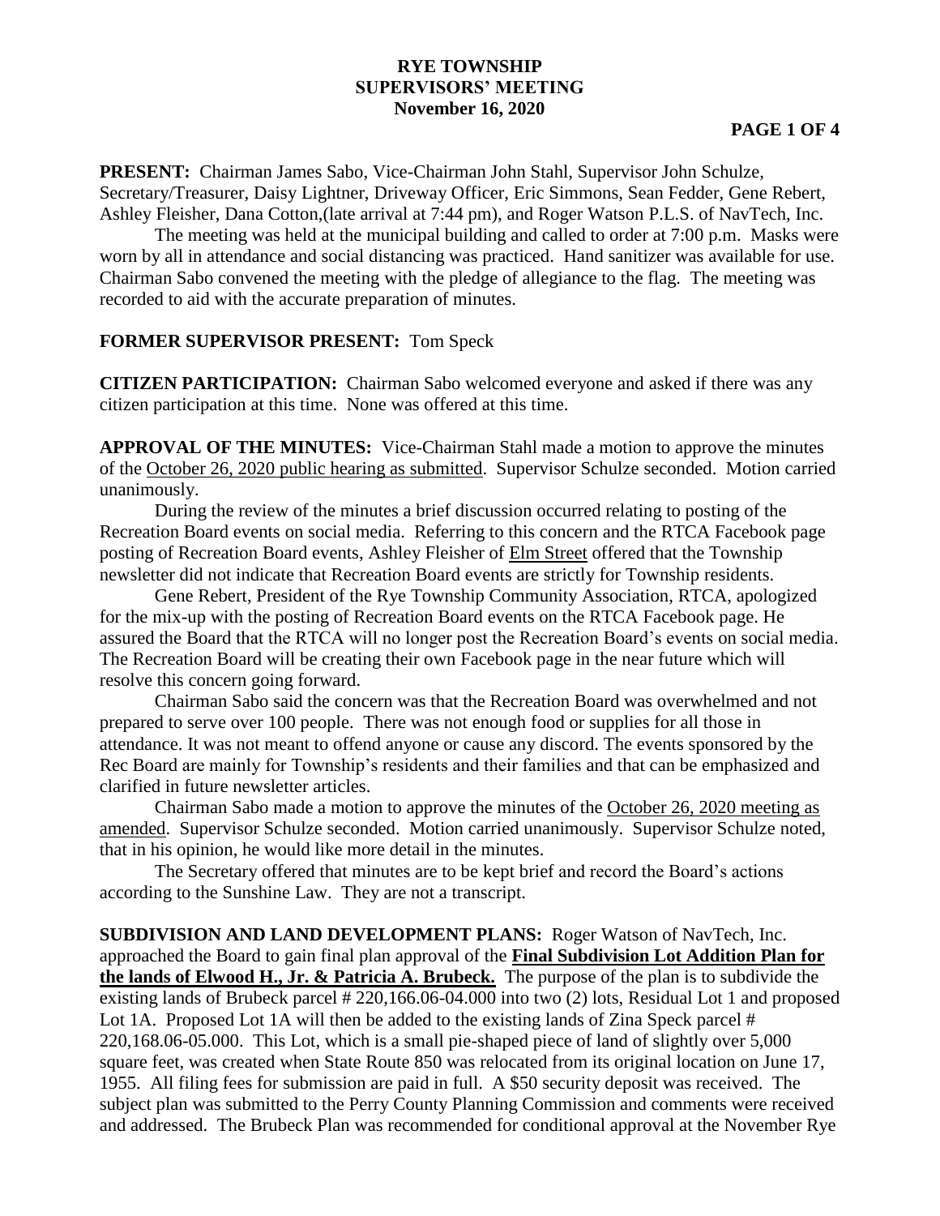# RYE TOWNSHIP
## SUPERVISORS' MEETING
### November 16, 2020

**PRESENT:** Chairman James Sabo, Vice-Chairman John Stahl, Supervisor John Schulze, Secretary/Treasurer, Daisy Lightner, Driveway Officer, Eric Simmons, Sean Fedder, Gene Rebert, Ashley Fleisher, Dana Cotton,(late arrival at 7:44 pm), and Roger Watson P.L.S. of NavTech, Inc.

The meeting was held at the municipal building and called to order at 7:00 p.m. Masks were worn by all in attendance and social distancing was practiced. Hand sanitizer was available for use. Chairman Sabo convened the meeting with the pledge of allegiance to the flag. The meeting was recorded to aid with the accurate preparation of minutes.

**FORMER SUPERVISOR PRESENT:** Tom Speck

**CITIZEN PARTICIPATION:** Chairman Sabo welcomed everyone and asked if there was any citizen participation at this time. None was offered at this time.

**APPROVAL OF THE MINUTES:** Vice-Chairman Stahl made a motion to approve the minutes of the October 26, 2020 public hearing as submitted. Supervisor Schulze seconded. Motion carried unanimously.

During the review of the minutes a brief discussion occurred relating to posting of the Recreation Board events on social media. Referring to this concern and the RTCA Facebook page posting of Recreation Board events, Ashley Fleisher of Elm Street offered that the Township newsletter did not indicate that Recreation Board events are strictly for Township residents.

Gene Rebert, President of the Rye Township Community Association, RTCA, apologized for the mix-up with the posting of Recreation Board events on the RTCA Facebook page. He assured the Board that the RTCA will no longer post the Recreation Board's events on social media. The Recreation Board will be creating their own Facebook page in the near future which will resolve this concern going forward.

Chairman Sabo said the concern was that the Recreation Board was overwhelmed and not prepared to serve over 100 people. There was not enough food or supplies for all those in attendance. It was not meant to offend anyone or cause any discord. The events sponsored by the Rec Board are mainly for Township's residents and their families and that can be emphasized and clarified in future newsletter articles.

Chairman Sabo made a motion to approve the minutes of the October 26, 2020 meeting as amended. Supervisor Schulze seconded. Motion carried unanimously. Supervisor Schulze noted, that in his opinion, he would like more detail in the minutes.

The Secretary offered that minutes are to be kept brief and record the Board's actions according to the Sunshine Law. They are not a transcript.

**SUBDIVISION AND LAND DEVELOPMENT PLANS:** Roger Watson of NavTech, Inc. approached the Board to gain final plan approval of the **Final Subdivision Lot Addition Plan for the lands of Elwood H., Jr. & Patricia A. Brubeck.** The purpose of the plan is to subdivide the existing lands of Brubeck parcel # 220,166.06-04.000 into two (2) lots, Residual Lot 1 and proposed Lot 1A. Proposed Lot 1A will then be added to the existing lands of Zina Speck parcel # 220,168.06-05.000. This Lot, which is a small pie-shaped piece of land of slightly over 5,000 square feet, was created when State Route 850 was relocated from its original location on June 17, 1955. All filing fees for submission are paid in full. A $50 security deposit was received. The subject plan was submitted to the Perry County Planning Commission and comments were received and addressed. The Brubeck Plan was recommended for conditional approval at the November Rye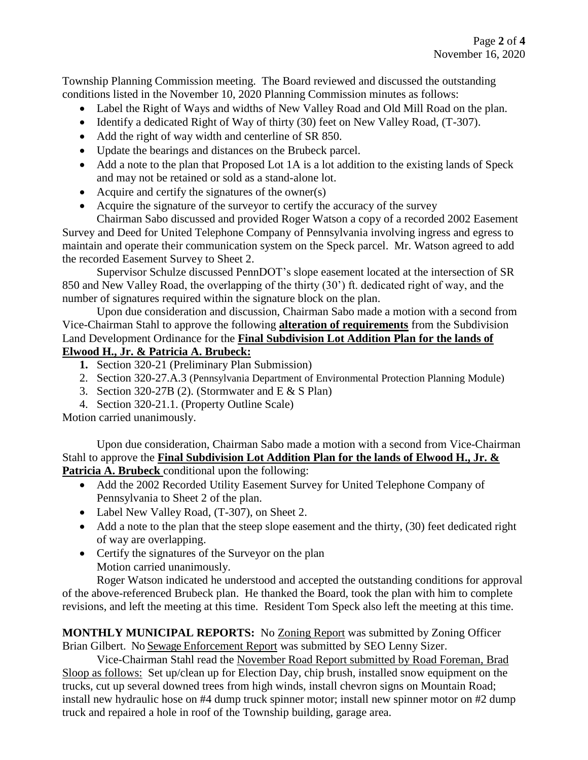Township Planning Commission meeting. The Board reviewed and discussed the outstanding conditions listed in the November 10, 2020 Planning Commission minutes as follows:

- Label the Right of Ways and widths of New Valley Road and Old Mill Road on the plan.
- Identify a dedicated Right of Way of thirty (30) feet on New Valley Road, (T-307).
- Add the right of way width and centerline of SR 850.
- Update the bearings and distances on the Brubeck parcel.
- Add a note to the plan that Proposed Lot 1A is a lot addition to the existing lands of Speck and may not be retained or sold as a stand-alone lot.
- Acquire and certify the signatures of the owner(s)
- Acquire the signature of the surveyor to certify the accuracy of the survey

Chairman Sabo discussed and provided Roger Watson a copy of a recorded 2002 Easement Survey and Deed for United Telephone Company of Pennsylvania involving ingress and egress to maintain and operate their communication system on the Speck parcel. Mr. Watson agreed to add the recorded Easement Survey to Sheet 2.

Supervisor Schulze discussed PennDOT's slope easement located at the intersection of SR 850 and New Valley Road, the overlapping of the thirty (30') ft. dedicated right of way, and the number of signatures required within the signature block on the plan.

Upon due consideration and discussion, Chairman Sabo made a motion with a second from Vice-Chairman Stahl to approve the following **alteration of requirements** from the Subdivision Land Development Ordinance for the **Final Subdivision Lot Addition Plan for the lands of Elwood H., Jr. & Patricia A. Brubeck:**

1. Section 320-21 (Preliminary Plan Submission)
2. Section 320-27.A.3 (Pennsylvania Department of Environmental Protection Planning Module)
3. Section 320-27B (2). (Stormwater and E & S Plan)
4. Section 320-21.1. (Property Outline Scale)

Motion carried unanimously.

Upon due consideration, Chairman Sabo made a motion with a second from Vice-Chairman Stahl to approve the **Final Subdivision Lot Addition Plan for the lands of Elwood H., Jr. & Patricia A. Brubeck** conditional upon the following:

- Add the 2002 Recorded Utility Easement Survey for United Telephone Company of Pennsylvania to Sheet 2 of the plan.
- Label New Valley Road, (T-307), on Sheet 2.
- Add a note to the plan that the steep slope easement and the thirty, (30) feet dedicated right of way are overlapping.
- Certify the signatures of the Surveyor on the plan

Motion carried unanimously.

Roger Watson indicated he understood and accepted the outstanding conditions for approval of the above-referenced Brubeck plan. He thanked the Board, took the plan with him to complete revisions, and left the meeting at this time. Resident Tom Speck also left the meeting at this time.

**MONTHLY MUNICIPAL REPORTS:** No Zoning Report was submitted by Zoning Officer Brian Gilbert. No Sewage Enforcement Report was submitted by SEO Lenny Sizer.

Vice-Chairman Stahl read the November Road Report submitted by Road Foreman, Brad Sloop as follows: Set up/clean up for Election Day, chip brush, installed snow equipment on the trucks, cut up several downed trees from high winds, install chevron signs on Mountain Road; install new hydraulic hose on #4 dump truck spinner motor; install new spinner motor on #2 dump truck and repaired a hole in roof of the Township building, garage area.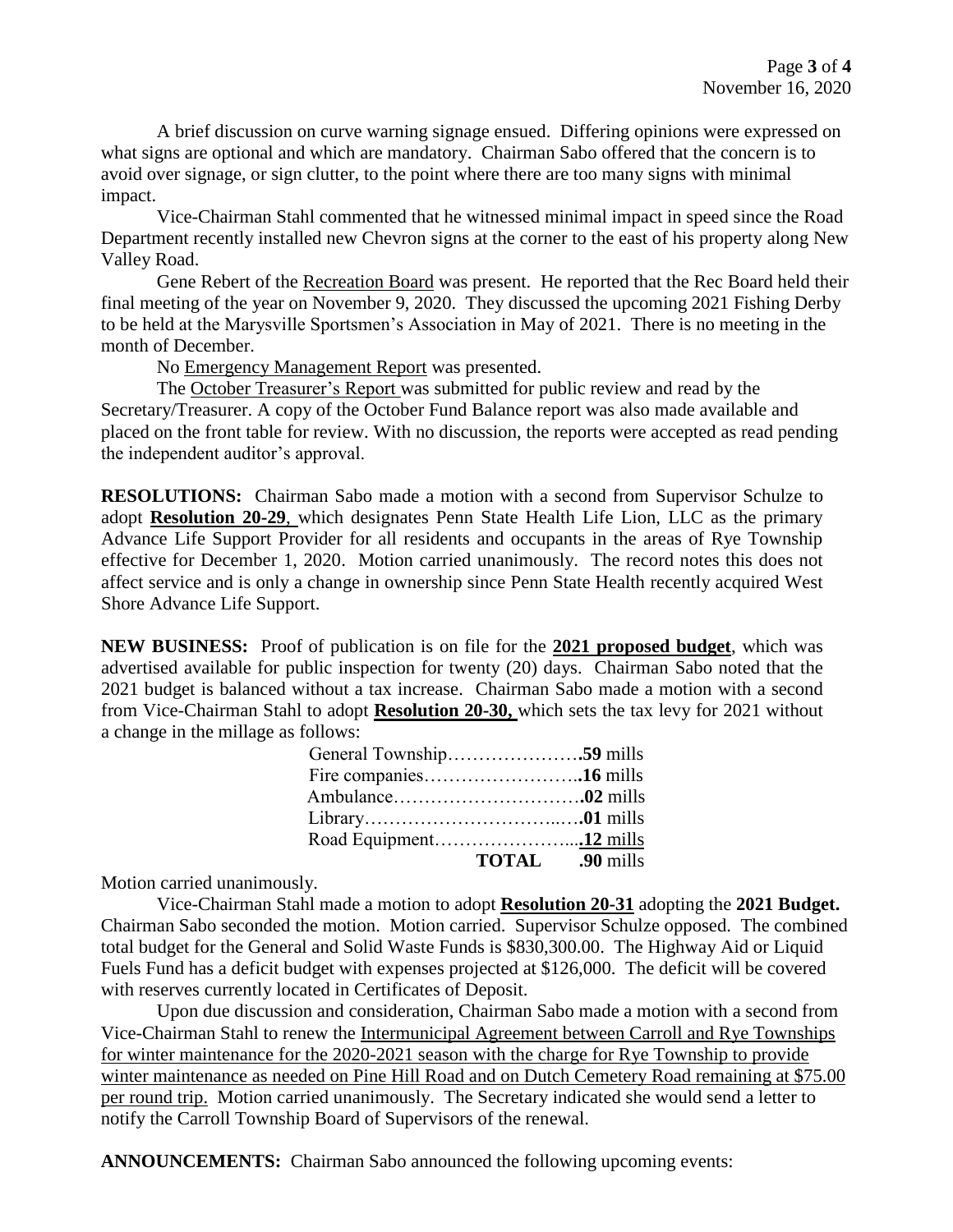A brief discussion on curve warning signage ensued. Differing opinions were expressed on what signs are optional and which are mandatory. Chairman Sabo offered that the concern is to avoid over signage, or sign clutter, to the point where there are too many signs with minimal impact.

Vice-Chairman Stahl commented that he witnessed minimal impact in speed since the Road Department recently installed new Chevron signs at the corner to the east of his property along New Valley Road.

Gene Rebert of the Recreation Board was present. He reported that the Rec Board held their final meeting of the year on November 9, 2020. They discussed the upcoming 2021 Fishing Derby to be held at the Marysville Sportsmen's Association in May of 2021. There is no meeting in the month of December.

No Emergency Management Report was presented.

The October Treasurer's Report was submitted for public review and read by the Secretary/Treasurer. A copy of the October Fund Balance report was also made available and placed on the front table for review. With no discussion, the reports were accepted as read pending the independent auditor's approval.

**RESOLUTIONS:** Chairman Sabo made a motion with a second from Supervisor Schulze to adopt **Resolution 20-29**, which designates Penn State Health Life Lion, LLC as the primary Advance Life Support Provider for all residents and occupants in the areas of Rye Township effective for December 1, 2020. Motion carried unanimously. The record notes this does not affect service and is only a change in ownership since Penn State Health recently acquired West Shore Advance Life Support.

**NEW BUSINESS:** Proof of publication is on file for the **2021 proposed budget**, which was advertised available for public inspection for twenty (20) days. Chairman Sabo noted that the 2021 budget is balanced without a tax increase. Chairman Sabo made a motion with a second from Vice-Chairman Stahl to adopt **Resolution 20-30,** which sets the tax levy for 2021 without a change in the millage as follows:

| | |
|---|---|
| General Township | **.59** mills |
| Fire companies | **.16** mills |
| Ambulance | **.02** mills |
| Library | **.01** mills |
| Road Equipment | **.12** mills |
| **TOTAL** | **.90** mills |

Motion carried unanimously.

Vice-Chairman Stahl made a motion to adopt **Resolution 20-31** adopting the **2021 Budget.** Chairman Sabo seconded the motion. Motion carried. Supervisor Schulze opposed. The combined total budget for the General and Solid Waste Funds is $830,300.00. The Highway Aid or Liquid Fuels Fund has a deficit budget with expenses projected at $126,000. The deficit will be covered with reserves currently located in Certificates of Deposit.

Upon due discussion and consideration, Chairman Sabo made a motion with a second from Vice-Chairman Stahl to renew the Intermunicipal Agreement between Carroll and Rye Townships for winter maintenance for the 2020-2021 season with the charge for Rye Township to provide winter maintenance as needed on Pine Hill Road and on Dutch Cemetery Road remaining at $75.00 per round trip. Motion carried unanimously. The Secretary indicated she would send a letter to notify the Carroll Township Board of Supervisors of the renewal.

**ANNOUNCEMENTS:** Chairman Sabo announced the following upcoming events: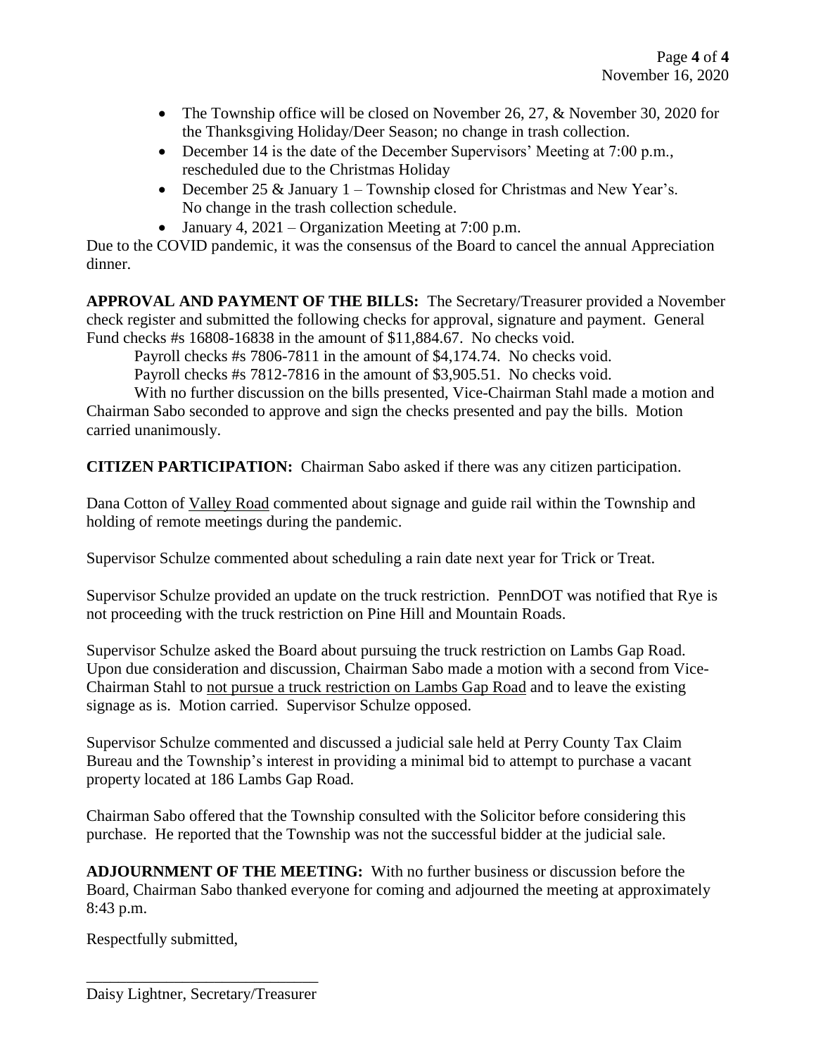- The Township office will be closed on November 26, 27, & November 30, 2020 for the Thanksgiving Holiday/Deer Season; no change in trash collection.
- December 14 is the date of the December Supervisors' Meeting at 7:00 p.m., rescheduled due to the Christmas Holiday
- December 25 & January 1 – Township closed for Christmas and New Year's. No change in the trash collection schedule.
- January 4, 2021 – Organization Meeting at 7:00 p.m.

Due to the COVID pandemic, it was the consensus of the Board to cancel the annual Appreciation dinner.

**APPROVAL AND PAYMENT OF THE BILLS:** The Secretary/Treasurer provided a November check register and submitted the following checks for approval, signature and payment. General Fund checks #s 16808-16838 in the amount of $11,884.67. No checks void.

Payroll checks #s 7806-7811 in the amount of $4,174.74. No checks void.

Payroll checks #s 7812-7816 in the amount of $3,905.51. No checks void.

With no further discussion on the bills presented, Vice-Chairman Stahl made a motion and Chairman Sabo seconded to approve and sign the checks presented and pay the bills. Motion carried unanimously.

**CITIZEN PARTICIPATION:** Chairman Sabo asked if there was any citizen participation.

Dana Cotton of Valley Road commented about signage and guide rail within the Township and holding of remote meetings during the pandemic.

Supervisor Schulze commented about scheduling a rain date next year for Trick or Treat.

Supervisor Schulze provided an update on the truck restriction. PennDOT was notified that Rye is not proceeding with the truck restriction on Pine Hill and Mountain Roads.

Supervisor Schulze asked the Board about pursuing the truck restriction on Lambs Gap Road. Upon due consideration and discussion, Chairman Sabo made a motion with a second from Vice-Chairman Stahl to not pursue a truck restriction on Lambs Gap Road and to leave the existing signage as is. Motion carried. Supervisor Schulze opposed.

Supervisor Schulze commented and discussed a judicial sale held at Perry County Tax Claim Bureau and the Township's interest in providing a minimal bid to attempt to purchase a vacant property located at 186 Lambs Gap Road.

Chairman Sabo offered that the Township consulted with the Solicitor before considering this purchase. He reported that the Township was not the successful bidder at the judicial sale.

**ADJOURNMENT OF THE MEETING:** With no further business or discussion before the Board, Chairman Sabo thanked everyone for coming and adjourned the meeting at approximately 8:43 p.m.

Respectfully submitted,

______________________________

Daisy Lightner, Secretary/Treasurer